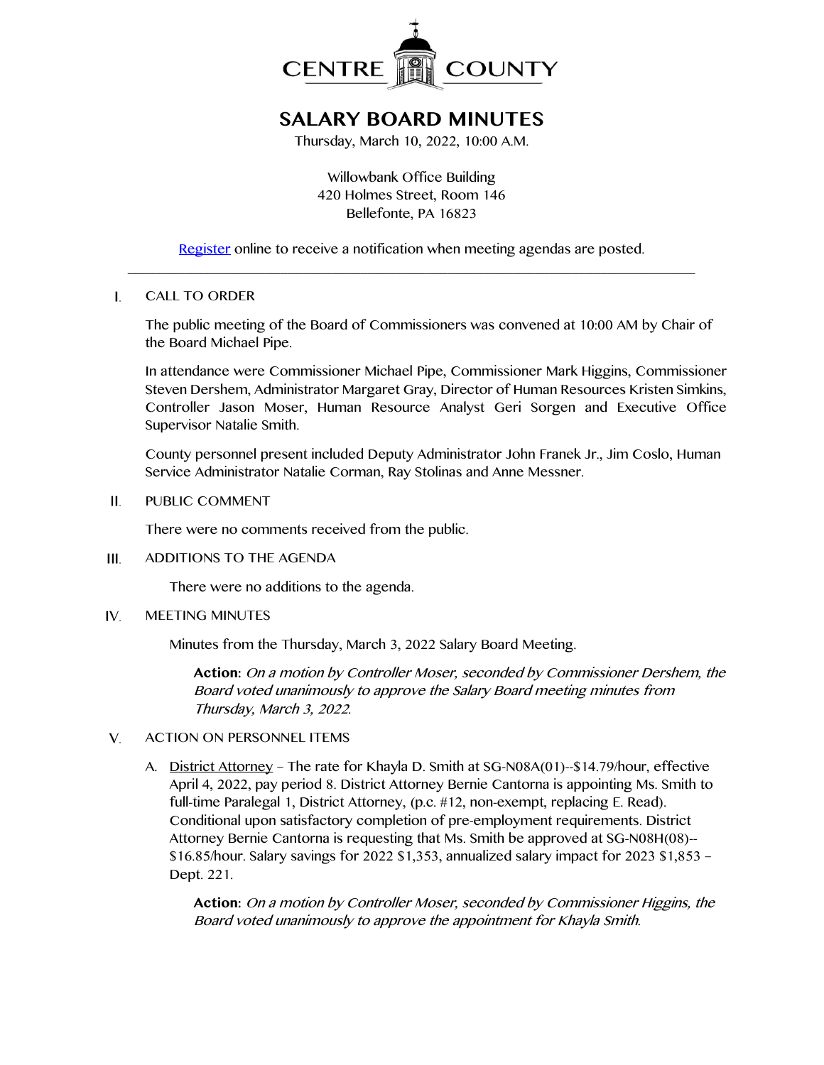CENTRE COUNTY

# SALARY BOARD MINUTES

Thursday, March 10, 2022, 10:00 A.M.

Willowbank Office Building
420 Holmes Street, Room 146
Bellefonte, PA 16823

[Register](Register) online to receive a notification when meeting agendas are posted.

---

I. CALL TO ORDER

The public meeting of the Board of Commissioners was convened at 10:00 AM by Chair of the Board Michael Pipe.

In attendance were Commissioner Michael Pipe, Commissioner Mark Higgins, Commissioner Steven Dershem, Administrator Margaret Gray, Director of Human Resources Kristen Simkins, Controller Jason Moser, Human Resource Analyst Geri Sorgen and Executive Office Supervisor Natalie Smith.

County personnel present included Deputy Administrator John Franek Jr., Jim Coslo, Human Service Administrator Natalie Corman, Ray Stolinas and Anne Messner.

II. PUBLIC COMMENT

There were no comments received from the public.

III. ADDITIONS TO THE AGENDA

There were no additions to the agenda.

IV. MEETING MINUTES

Minutes from the Thursday, March 3, 2022 Salary Board Meeting.

> **Action:** *On a motion by Controller Moser, seconded by Commissioner Dershem, the Board voted unanimously to approve the Salary Board meeting minutes from Thursday, March 3, 2022.*

V. ACTION ON PERSONNEL ITEMS

A. District Attorney – The rate for Khayla D. Smith at SG-N08A(01)--$14.79/hour, effective April 4, 2022, pay period 8. District Attorney Bernie Cantorna is appointing Ms. Smith to full-time Paralegal 1, District Attorney, (p.c. #12, non-exempt, replacing E. Read). Conditional upon satisfactory completion of pre-employment requirements. District Attorney Bernie Cantorna is requesting that Ms. Smith be approved at SG-N08H(08)--$16.85/hour. Salary savings for 2022 $1,353, annualized salary impact for 2023 $1,853 – Dept. 221.

> **Action:** *On a motion by Controller Moser, seconded by Commissioner Higgins, the Board voted unanimously to approve the appointment for Khayla Smith.*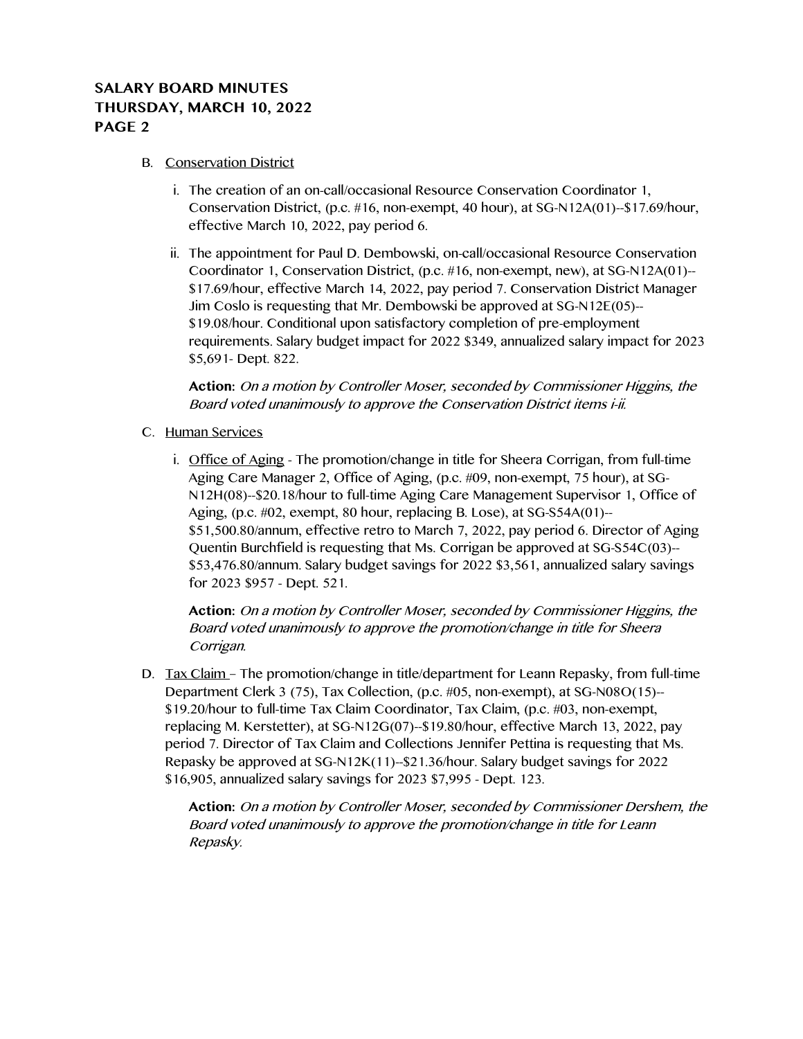B. Conservation District

   i. The creation of an on-call/occasional Resource Conservation Coordinator 1, Conservation District, (p.c. #16, non-exempt, 40 hour), at SG-N12A(01)--$17.69/hour, effective March 10, 2022, pay period 6.

   ii. The appointment for Paul D. Dembowski, on-call/occasional Resource Conservation Coordinator 1, Conservation District, (p.c. #16, non-exempt, new), at SG-N12A(01)--$17.69/hour, effective March 14, 2022, pay period 7. Conservation District Manager Jim Coslo is requesting that Mr. Dembowski be approved at SG-N12E(05)--$19.08/hour. Conditional upon satisfactory completion of pre-employment requirements. Salary budget impact for 2022 $349, annualized salary impact for 2023 $5,691- Dept. 822.

   **Action:** *On a motion by Controller Moser, seconded by Commissioner Higgins, the Board voted unanimously to approve the Conservation District items i-ii.*

C. Human Services

   i. Office of Aging - The promotion/change in title for Sheera Corrigan, from full-time Aging Care Manager 2, Office of Aging, (p.c. #09, non-exempt, 75 hour), at SG-N12H(08)--$20.18/hour to full-time Aging Care Management Supervisor 1, Office of Aging, (p.c. #02, exempt, 80 hour, replacing B. Lose), at SG-S54A(01)--$51,500.80/annum, effective retro to March 7, 2022, pay period 6. Director of Aging Quentin Burchfield is requesting that Ms. Corrigan be approved at SG-S54C(03)--$53,476.80/annum. Salary budget savings for 2022 $3,561, annualized salary savings for 2023 $957 - Dept. 521.

   **Action:** *On a motion by Controller Moser, seconded by Commissioner Higgins, the Board voted unanimously to approve the promotion/change in title for Sheera Corrigan.*

D. Tax Claim – The promotion/change in title/department for Leann Repasky, from full-time Department Clerk 3 (75), Tax Collection, (p.c. #05, non-exempt), at SG-N08O(15)--$19.20/hour to full-time Tax Claim Coordinator, Tax Claim, (p.c. #03, non-exempt, replacing M. Kerstetter), at SG-N12G(07)--$19.80/hour, effective March 13, 2022, pay period 7. Director of Tax Claim and Collections Jennifer Pettina is requesting that Ms. Repasky be approved at SG-N12K(11)--$21.36/hour. Salary budget savings for 2022 $16,905, annualized salary savings for 2023 $7,995 - Dept. 123.

   **Action:** *On a motion by Controller Moser, seconded by Commissioner Dershem, the Board voted unanimously to approve the promotion/change in title for Leann Repasky.*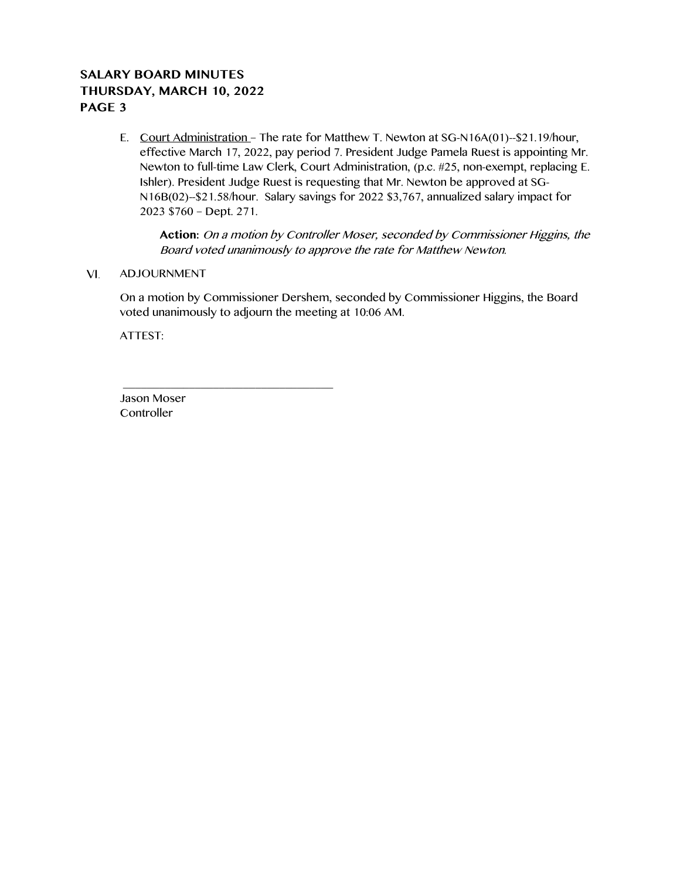E. Court Administration – The rate for Matthew T. Newton at SG-N16A(01)--$21.19/hour, effective March 17, 2022, pay period 7. President Judge Pamela Ruest is appointing Mr. Newton to full-time Law Clerk, Court Administration, (p.c. #25, non-exempt, replacing E. Ishler). President Judge Ruest is requesting that Mr. Newton be approved at SG-N16B(02)--$21.58/hour. Salary savings for 2022 $3,767, annualized salary impact for 2023 $760 – Dept. 271.

   **Action:** *On a motion by Controller Moser, seconded by Commissioner Higgins, the Board voted unanimously to approve the rate for Matthew Newton.*

VI. ADJOURNMENT

On a motion by Commissioner Dershem, seconded by Commissioner Higgins, the Board voted unanimously to adjourn the meeting at 10:06 AM.

ATTEST:

___________________________________

Jason Moser
Controller